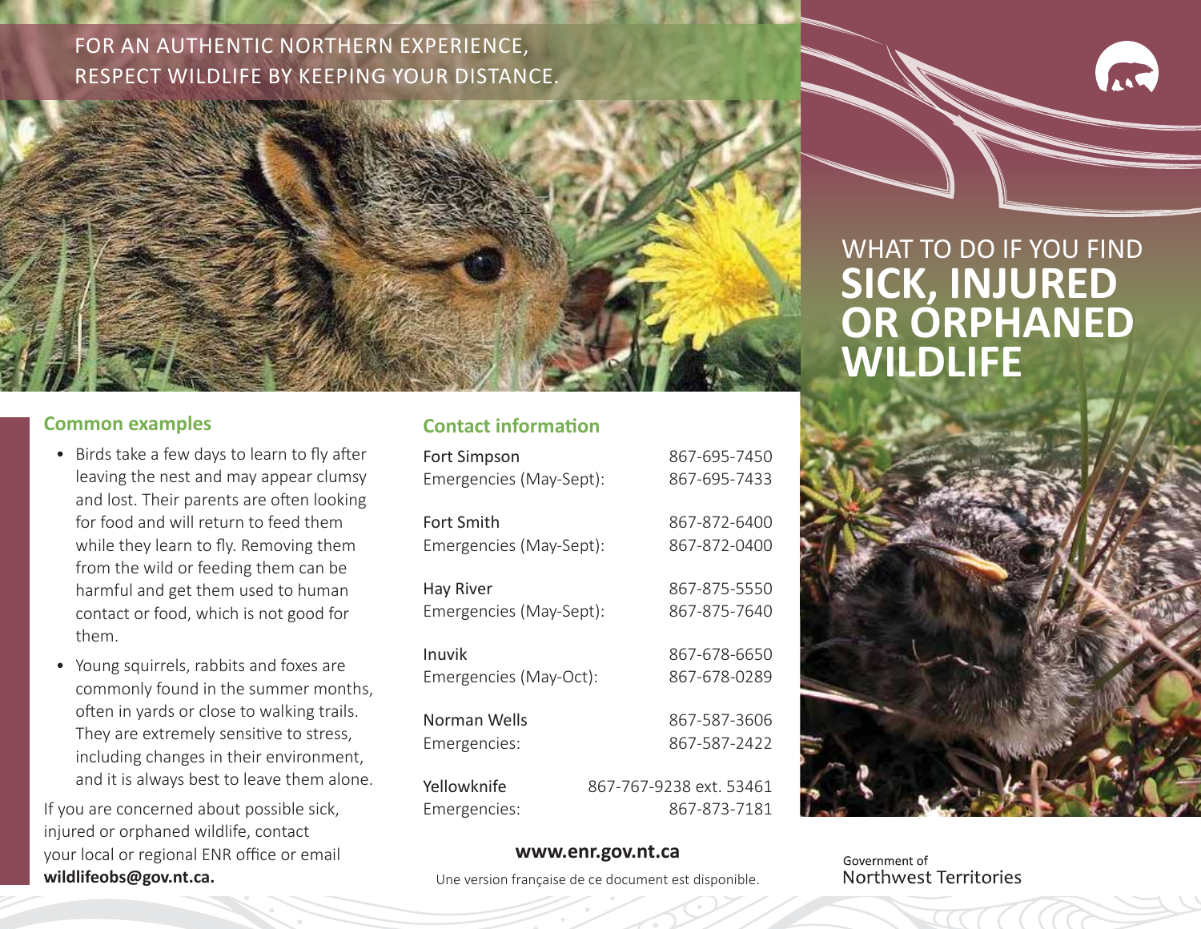FOR AN AUTHENTIC NORTHERN EXPERIENCE, RESPECT WILDLIFE BY KEEPING YOUR DISTANCE.

## Common examples

- Birds take a few days to learn to fly after leaving the nest and may appear clumsy and lost. Their parents are often looking for food and will return to feed them while they learn to fly. Removing them from the wild or feeding them can be harmful and get them used to human contact or food, which is not good for them.
- Young squirrels, rabbits and foxes are commonly found in the summer months, often in yards or close to walking trails. They are extremely sensitive to stress, including changes in their environment, and it is always best to leave them alone.

If you are concerned about possible sick, injured or orphaned wildlife, contact your local or regional ENR office or email **wildlifeobs@gov.nt.ca.**

## Contact information

| | |
|---|---|
| Fort Simpson | 867-695-7450 |
| Emergencies (May-Sept): | 867-695-7433 |
| Fort Smith | 867-872-6400 |
| Emergencies (May-Sept): | 867-872-0400 |
| Hay River | 867-875-5550 |
| Emergencies (May-Sept): | 867-875-7640 |
| Inuvik | 867-678-6650 |
| Emergencies (May-Oct): | 867-678-0289 |
| Norman Wells | 867-587-3606 |
| Emergencies: | 867-587-2422 |
| Yellowknife | 867-767-9238 ext. 53461 |
| Emergencies: | 867-873-7181 |

**www.enr.gov.nt.ca**

Une version française de ce document est disponible.

# WHAT TO DO IF YOU FIND **SICK, INJURED OR ORPHANED WILDLIFE**

Government of Northwest Territories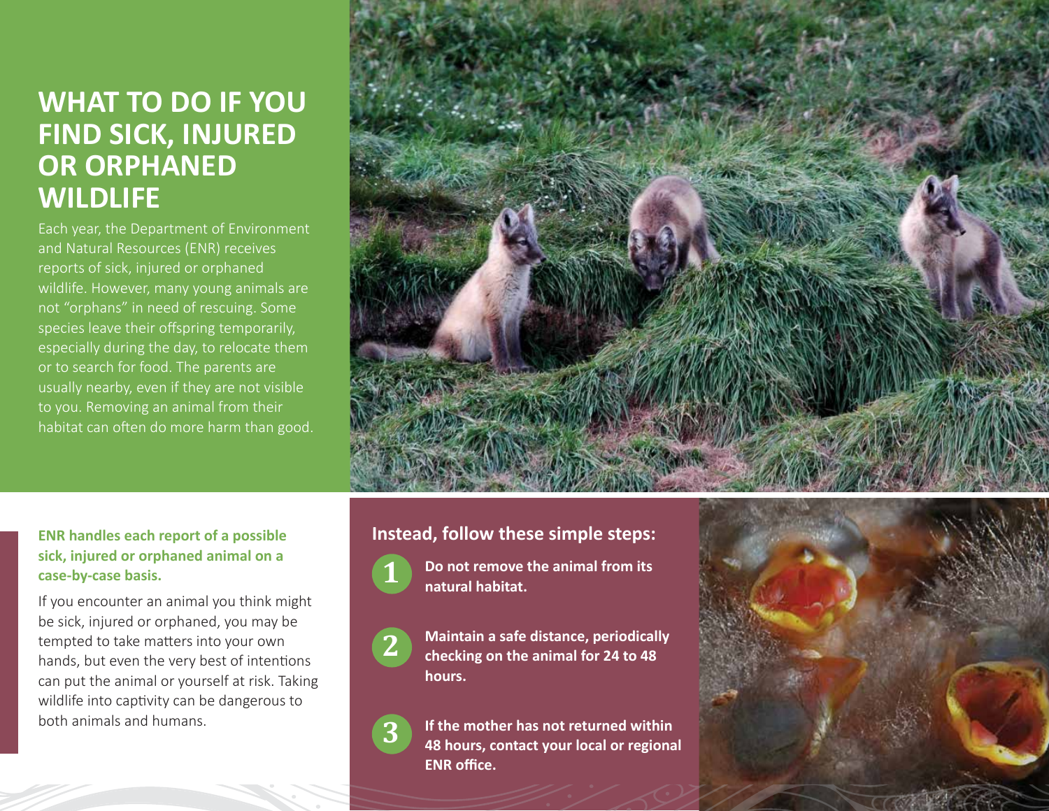# WHAT TO DO IF YOU FIND SICK, INJURED OR ORPHANED WILDLIFE

Each year, the Department of Environment and Natural Resources (ENR) receives reports of sick, injured or orphaned wildlife. However, many young animals are not "orphans" in need of rescuing. Some species leave their offspring temporarily, especially during the day, to relocate them or to search for food. The parents are usually nearby, even if they are not visible to you. Removing an animal from their habitat can often do more harm than good.

**ENR handles each report of a possible sick, injured or orphaned animal on a case-by-case basis.**

If you encounter an animal you think might be sick, injured or orphaned, you may be tempted to take matters into your own hands, but even the very best of intentions can put the animal or yourself at risk. Taking wildlife into captivity can be dangerous to both animals and humans.

## Instead, follow these simple steps:

1. **Do not remove the animal from its natural habitat.**
2. **Maintain a safe distance, periodically checking on the animal for 24 to 48 hours.**
3. **If the mother has not returned within 48 hours, contact your local or regional ENR office.**